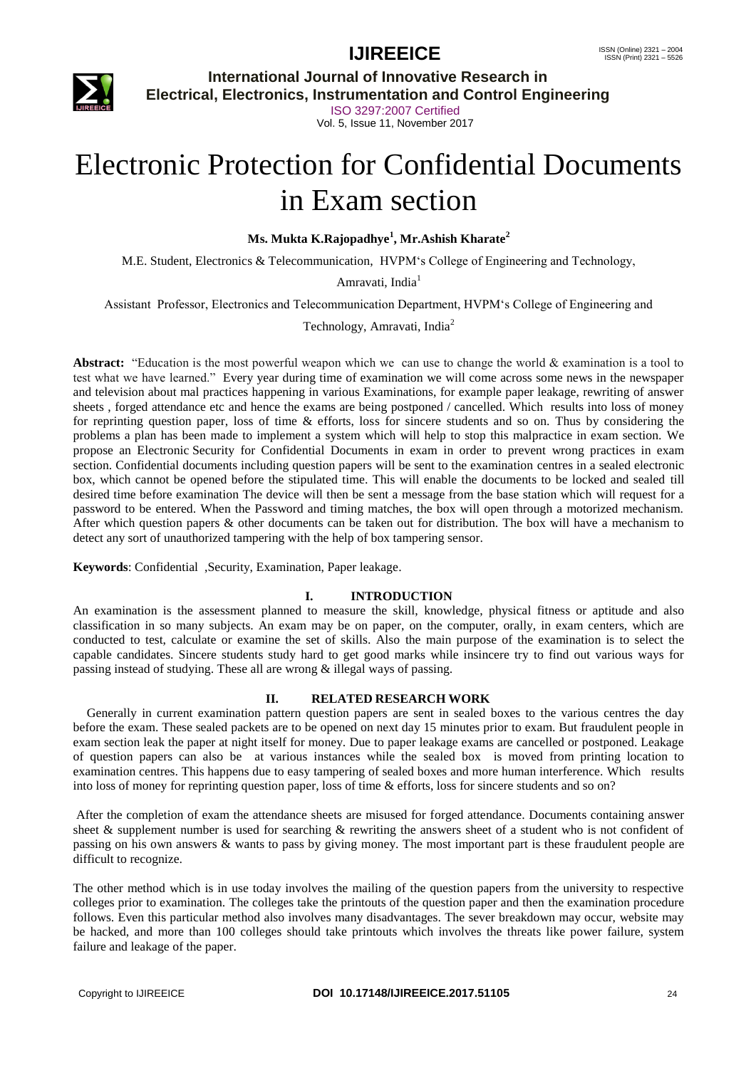# Electronic Protection for Confidential Documents in Exam section

**Ms. Mukta K.Rajopadhye[1], Mr.Ashish Kharate[2]**

M.E. Student, Electronics & Telecommunication, HVPM's College of Engineering and Technology, Amravati, India[1]

Assistant Professor, Electronics and Telecommunication Department, HVPM's College of Engineering and Technology, Amravati, India[2]

**Abstract:** "Education is the most powerful weapon which we can use to change the world & examination is a tool to test what we have learned." Every year during time of examination we will come across some news in the newspaper and television about mal practices happening in various Examinations, for example paper leakage, rewriting of answer sheets , forged attendance etc and hence the exams are being postponed / cancelled. Which results into loss of money for reprinting question paper, loss of time & efforts, loss for sincere students and so on. Thus by considering the problems a plan has been made to implement a system which will help to stop this malpractice in exam section. We propose an Electronic Security for Confidential Documents in exam in order to prevent wrong practices in exam section. Confidential documents including question papers will be sent to the examination centres in a sealed electronic box, which cannot be opened before the stipulated time. This will enable the documents to be locked and sealed till desired time before examination The device will then be sent a message from the base station which will request for a password to be entered. When the Password and timing matches, the box will open through a motorized mechanism. After which question papers & other documents can be taken out for distribution. The box will have a mechanism to detect any sort of unauthorized tampering with the help of box tampering sensor.

**Keywords**: Confidential ,Security, Examination, Paper leakage.

## I. INTRODUCTION

An examination is the assessment planned to measure the skill, knowledge, physical fitness or aptitude and also classification in so many subjects. An exam may be on paper, on the computer, orally, in exam centers, which are conducted to test, calculate or examine the set of skills. Also the main purpose of the examination is to select the capable candidates. Sincere students study hard to get good marks while insincere try to find out various ways for passing instead of studying. These all are wrong & illegal ways of passing.

## II. RELATED RESEARCH WORK

Generally in current examination pattern question papers are sent in sealed boxes to the various centres the day before the exam. These sealed packets are to be opened on next day 15 minutes prior to exam. But fraudulent people in exam section leak the paper at night itself for money. Due to paper leakage exams are cancelled or postponed. Leakage of question papers can also be at various instances while the sealed box is moved from printing location to examination centres. This happens due to easy tampering of sealed boxes and more human interference. Which results into loss of money for reprinting question paper, loss of time & efforts, loss for sincere students and so on?

After the completion of exam the attendance sheets are misused for forged attendance. Documents containing answer sheet & supplement number is used for searching & rewriting the answers sheet of a student who is not confident of passing on his own answers & wants to pass by giving money. The most important part is these fraudulent people are difficult to recognize.

The other method which is in use today involves the mailing of the question papers from the university to respective colleges prior to examination. The colleges take the printouts of the question paper and then the examination procedure follows. Even this particular method also involves many disadvantages. The sever breakdown may occur, website may be hacked, and more than 100 colleges should take printouts which involves the threats like power failure, system failure and leakage of the paper.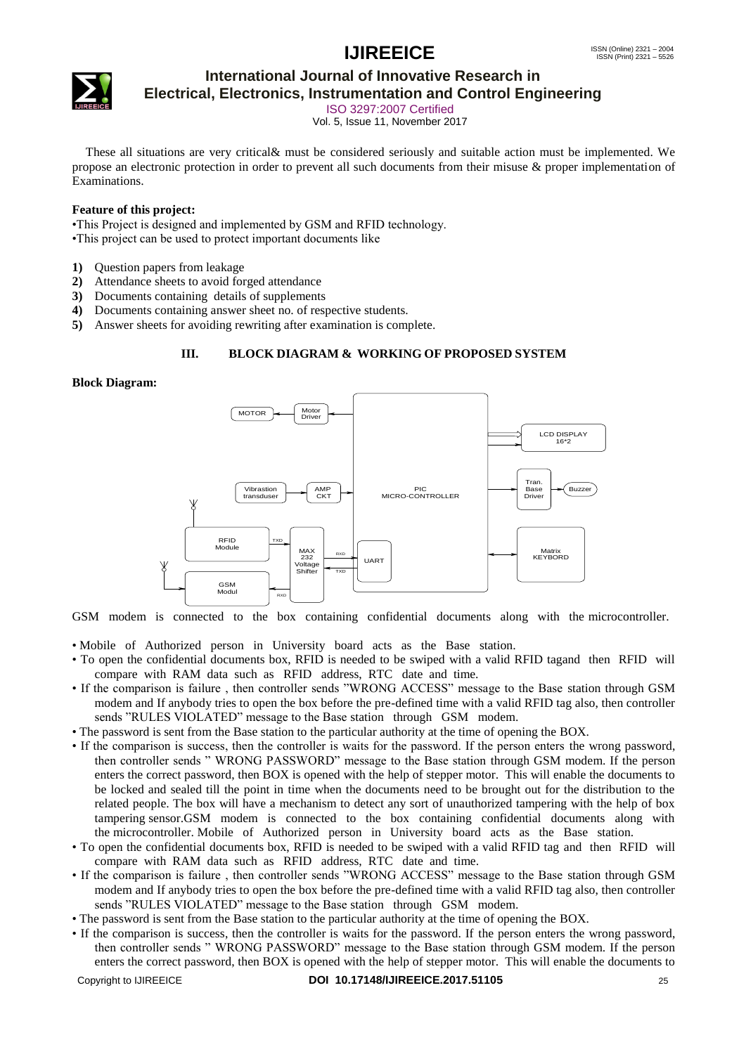These all situations are very critical& must be considered seriously and suitable action must be implemented. We propose an electronic protection in order to prevent all such documents from their misuse & proper implementation of Examinations.

**Feature of this project:**

•This Project is designed and implemented by GSM and RFID technology.
•This project can be used to protect important documents like

1) Question papers from leakage
2) Attendance sheets to avoid forged attendance
3) Documents containing details of supplements
4) Documents containing answer sheet no. of respective students.
5) Answer sheets for avoiding rewriting after examination is complete.

## III. BLOCK DIAGRAM & WORKING OF PROPOSED SYSTEM

**Block Diagram:**

MOTOR | Motor Driver | LCD DISPLAY 16*2 | Vibrastion transduser | AMP CKT | PIC MICRO-CONTROLLER | Tran. Base Driver | Buzzer | RFID Module | TXD | MAX 232 Voltage Shifter | RXD | TXD | UART | Matrix KEYBORD | GSM Modul | RXD

GSM modem is connected to the box containing confidential documents along with the microcontroller.

- Mobile of Authorized person in University board acts as the Base station.
- To open the confidential documents box, RFID is needed to be swiped with a valid RFID tagand then RFID will compare with RAM data such as RFID address, RTC date and time.
- If the comparison is failure , then controller sends "WRONG ACCESS" message to the Base station through GSM modem and If anybody tries to open the box before the pre-defined time with a valid RFID tag also, then controller sends "RULES VIOLATED" message to the Base station through GSM modem.
- The password is sent from the Base station to the particular authority at the time of opening the BOX.
- If the comparison is success, then the controller is waits for the password. If the person enters the wrong password, then controller sends " WRONG PASSWORD" message to the Base station through GSM modem. If the person enters the correct password, then BOX is opened with the help of stepper motor. This will enable the documents to be locked and sealed till the point in time when the documents need to be brought out for the distribution to the related people. The box will have a mechanism to detect any sort of unauthorized tampering with the help of box tampering sensor.GSM modem is connected to the box containing confidential documents along with the microcontroller. Mobile of Authorized person in University board acts as the Base station.
- To open the confidential documents box, RFID is needed to be swiped with a valid RFID tag and then RFID will compare with RAM data such as RFID address, RTC date and time.
- If the comparison is failure , then controller sends "WRONG ACCESS" message to the Base station through GSM modem and If anybody tries to open the box before the pre-defined time with a valid RFID tag also, then controller sends "RULES VIOLATED" message to the Base station through GSM modem.
- The password is sent from the Base station to the particular authority at the time of opening the BOX.
- If the comparison is success, then the controller is waits for the password. If the person enters the wrong password, then controller sends " WRONG PASSWORD" message to the Base station through GSM modem. If the person enters the correct password, then BOX is opened with the help of stepper motor. This will enable the documents to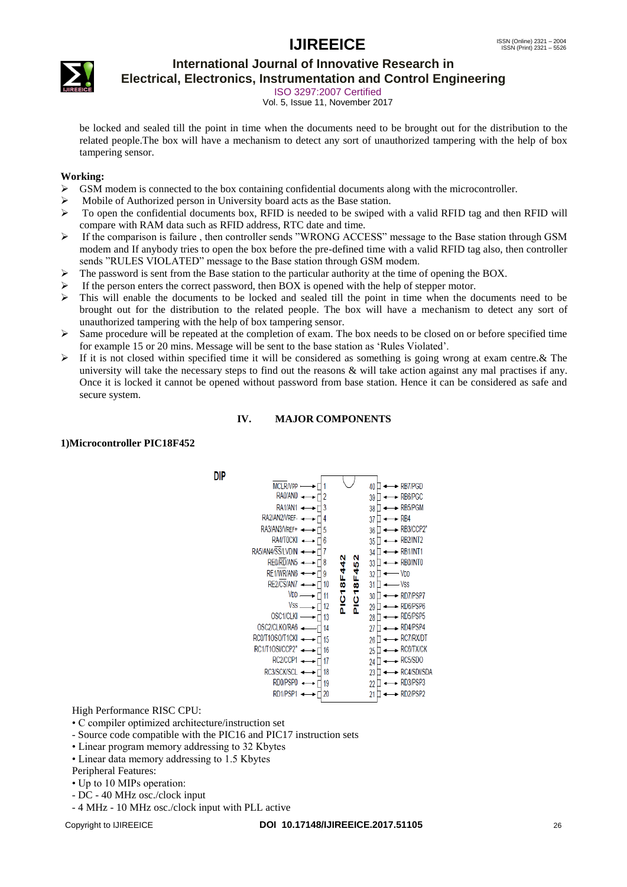be locked and sealed till the point in time when the documents need to be brought out for the distribution to the related people.The box will have a mechanism to detect any sort of unauthorized tampering with the help of box tampering sensor.

**Working:**

- GSM modem is connected to the box containing confidential documents along with the microcontroller.
- Mobile of Authorized person in University board acts as the Base station.
- To open the confidential documents box, RFID is needed to be swiped with a valid RFID tag and then RFID will compare with RAM data such as RFID address, RTC date and time.
- If the comparison is failure , then controller sends "WRONG ACCESS" message to the Base station through GSM modem and If anybody tries to open the box before the pre-defined time with a valid RFID tag also, then controller sends "RULES VIOLATED" message to the Base station through GSM modem.
- The password is sent from the Base station to the particular authority at the time of opening the BOX.
- If the person enters the correct password, then BOX is opened with the help of stepper motor.
- This will enable the documents to be locked and sealed till the point in time when the documents need to be brought out for the distribution to the related people. The box will have a mechanism to detect any sort of unauthorized tampering with the help of box tampering sensor.
- Same procedure will be repeated at the completion of exam. The box needs to be closed on or before specified time for example 15 or 20 mins. Message will be sent to the base station as 'Rules Violated'.
- If it is not closed within specified time it will be considered as something is going wrong at exam centre.& The university will take the necessary steps to find out the reasons & will take action against any mal practises if any. Once it is locked it cannot be opened without password from base station. Hence it can be considered as safe and secure system.

## IV. MAJOR COMPONENTS

### 1)Microcontroller PIC18F452

DIP

| Pin | Left side | Pin | Right side |
|---|---|---|---|
| 1 | MCLR/VPP | 40 | RB7/PGD |
| 2 | RA0/AN0 | 39 | RB6/PGC |
| 3 | RA1/AN1 | 38 | RB5/PGM |
| 4 | RA2/AN2/VREF- | 37 | RB4 |
| 5 | RA3/AN3/VREF+ | 36 | RB3/CCP2* |
| 6 | RA4/T0CKI | 35 | RB2/INT2 |
| 7 | RA5/AN4/SS/LVDIN | 34 | RB1/INT1 |
| 8 | RE0/RD/AN5 | 33 | RB0/INT0 |
| 9 | RE1/WR/AN6 | 32 | VDD |
| 10 | RE2/CS/AN7 | 31 | VSS |
| 11 | VDD | 30 | RD7/PSP7 |
| 12 | VSS | 29 | RD6/PSP6 |
| 13 | OSC1/CLKI | 28 | RD5/PSP5 |
| 14 | OSC2/CLKO/RA6 | 27 | RD4/PSP4 |
| 15 | RC0/T1OSO/T1CKI | 26 | RC7/RX/DT |
| 16 | RC1/T1OSI/CCP2* | 25 | RC6/TX/CK |
| 17 | RC2/CCP1 | 24 | RC5/SDO |
| 18 | RC3/SCK/SCL | 23 | RC4/SDI/SDA |
| 19 | RD0/PSP0 | 22 | RD3/PSP3 |
| 20 | RD1/PSP1 | 21 | RD2/PSP2 |

PIC18F442 / PIC18F452

High Performance RISC CPU:

- C compiler optimized architecture/instruction set
  - Source code compatible with the PIC16 and PIC17 instruction sets
- Linear program memory addressing to 32 Kbytes
- Linear data memory addressing to 1.5 Kbytes

Peripheral Features:

- Up to 10 MIPs operation:
  - DC - 40 MHz osc./clock input
  - 4 MHz - 10 MHz osc./clock input with PLL active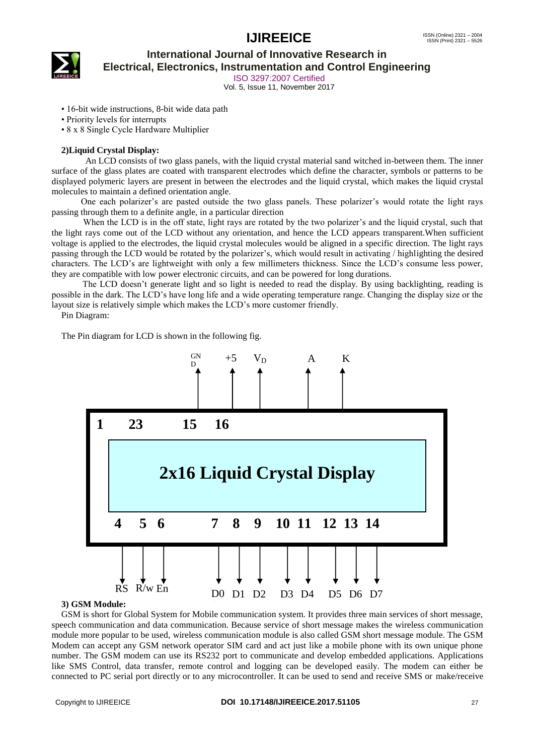- 16-bit wide instructions, 8-bit wide data path
- Priority levels for interrupts
- 8 x 8 Single Cycle Hardware Multiplier

**2)Liquid Crystal Display:**

An LCD consists of two glass panels, with the liquid crystal material sand witched in-between them. The inner surface of the glass plates are coated with transparent electrodes which define the character, symbols or patterns to be displayed polymeric layers are present in between the electrodes and the liquid crystal, which makes the liquid crystal molecules to maintain a defined orientation angle.

One each polarizer's are pasted outside the two glass panels. These polarizer's would rotate the light rays passing through them to a definite angle, in a particular direction

When the LCD is in the off state, light rays are rotated by the two polarizer's and the liquid crystal, such that the light rays come out of the LCD without any orientation, and hence the LCD appears transparent.When sufficient voltage is applied to the electrodes, the liquid crystal molecules would be aligned in a specific direction. The light rays passing through the LCD would be rotated by the polarizer's, which would result in activating / highlighting the desired characters. The LCD's are lightweight with only a few millimeters thickness. Since the LCD's consume less power, they are compatible with low power electronic circuits, and can be powered for long durations.

The LCD doesn't generate light and so light is needed to read the display. By using backlighting, reading is possible in the dark. The LCD's have long life and a wide operating temperature range. Changing the display size or the layout size is relatively simple which makes the LCD's more customer friendly.

Pin Diagram:

The Pin diagram for LCD is shown in the following fig.

GND +5 $V_D$ A K

1 23 15 16

**2x16 Liquid Crystal Display**

4 5 6 7 8 9 10 11 12 13 14

RS R/w En D0 D1 D2 D3 D4 D5 D6 D7

**3) GSM Module:**

GSM is short for Global System for Mobile communication system. It provides three main services of short message, speech communication and data communication. Because service of short message makes the wireless communication module more popular to be used, wireless communication module is also called GSM short message module. The GSM Modem can accept any GSM network operator SIM card and act just like a mobile phone with its own unique phone number. The GSM modem can use its RS232 port to communicate and develop embedded applications. Applications like SMS Control, data transfer, remote control and logging can be developed easily. The modem can either be connected to PC serial port directly or to any microcontroller. It can be used to send and receive SMS or make/receive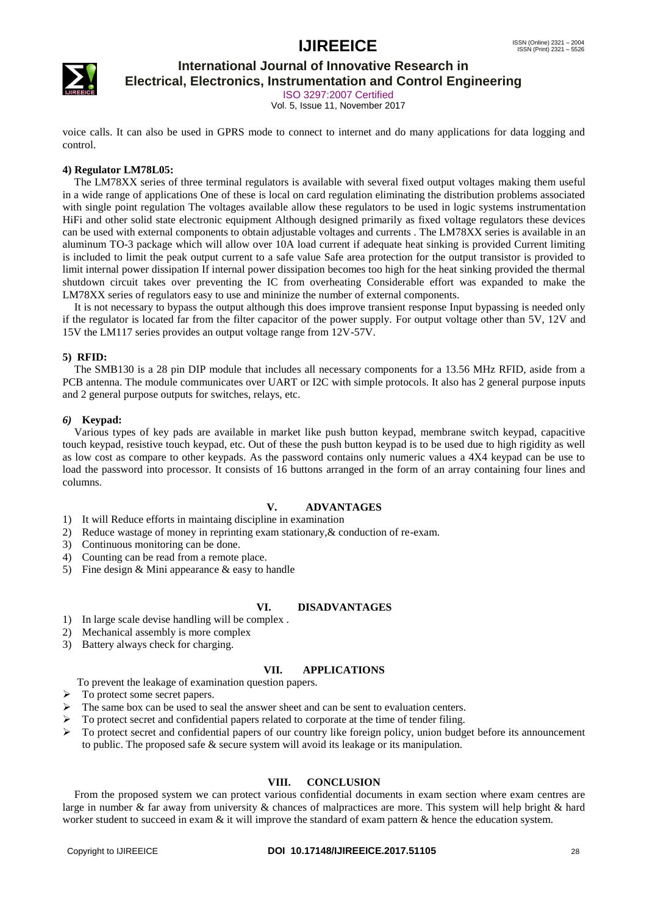voice calls. It can also be used in GPRS mode to connect to internet and do many applications for data logging and control.

**4) Regulator LM78L05:**

The LM78XX series of three terminal regulators is available with several fixed output voltages making them useful in a wide range of applications One of these is local on card regulation eliminating the distribution problems associated with single point regulation The voltages available allow these regulators to be used in logic systems instrumentation HiFi and other solid state electronic equipment Although designed primarily as fixed voltage regulators these devices can be used with external components to obtain adjustable voltages and currents . The LM78XX series is available in an aluminum TO-3 package which will allow over 10A load current if adequate heat sinking is provided Current limiting is included to limit the peak output current to a safe value Safe area protection for the output transistor is provided to limit internal power dissipation If internal power dissipation becomes too high for the heat sinking provided the thermal shutdown circuit takes over preventing the IC from overheating Considerable effort was expanded to make the LM78XX series of regulators easy to use and mininize the number of external components.

It is not necessary to bypass the output although this does improve transient response Input bypassing is needed only if the regulator is located far from the filter capacitor of the power supply. For output voltage other than 5V, 12V and 15V the LM117 series provides an output voltage range from 12V-57V.

**5) RFID:**

The SMB130 is a 28 pin DIP module that includes all necessary components for a 13.56 MHz RFID, aside from a PCB antenna. The module communicates over UART or I2C with simple protocols. It also has 2 general purpose inputs and 2 general purpose outputs for switches, relays, etc.

***6)* Keypad:**

Various types of key pads are available in market like push button keypad, membrane switch keypad, capacitive touch keypad, resistive touch keypad, etc. Out of these the push button keypad is to be used due to high rigidity as well as low cost as compare to other keypads. As the password contains only numeric values a 4X4 keypad can be use to load the password into processor. It consists of 16 buttons arranged in the form of an array containing four lines and columns.

## V. ADVANTAGES

1) It will Reduce efforts in maintaing discipline in examination
2) Reduce wastage of money in reprinting exam stationary,& conduction of re-exam.
3) Continuous monitoring can be done.
4) Counting can be read from a remote place.
5) Fine design & Mini appearance & easy to handle

## VI. DISADVANTAGES

1) In large scale devise handling will be complex .
2) Mechanical assembly is more complex
3) Battery always check for charging.

## VII. APPLICATIONS

To prevent the leakage of examination question papers.

- To protect some secret papers.
- The same box can be used to seal the answer sheet and can be sent to evaluation centers.
- To protect secret and confidential papers related to corporate at the time of tender filing.
- To protect secret and confidential papers of our country like foreign policy, union budget before its announcement to public. The proposed safe & secure system will avoid its leakage or its manipulation.

## VIII. CONCLUSION

From the proposed system we can protect various confidential documents in exam section where exam centres are large in number & far away from university & chances of malpractices are more. This system will help bright & hard worker student to succeed in exam & it will improve the standard of exam pattern & hence the education system.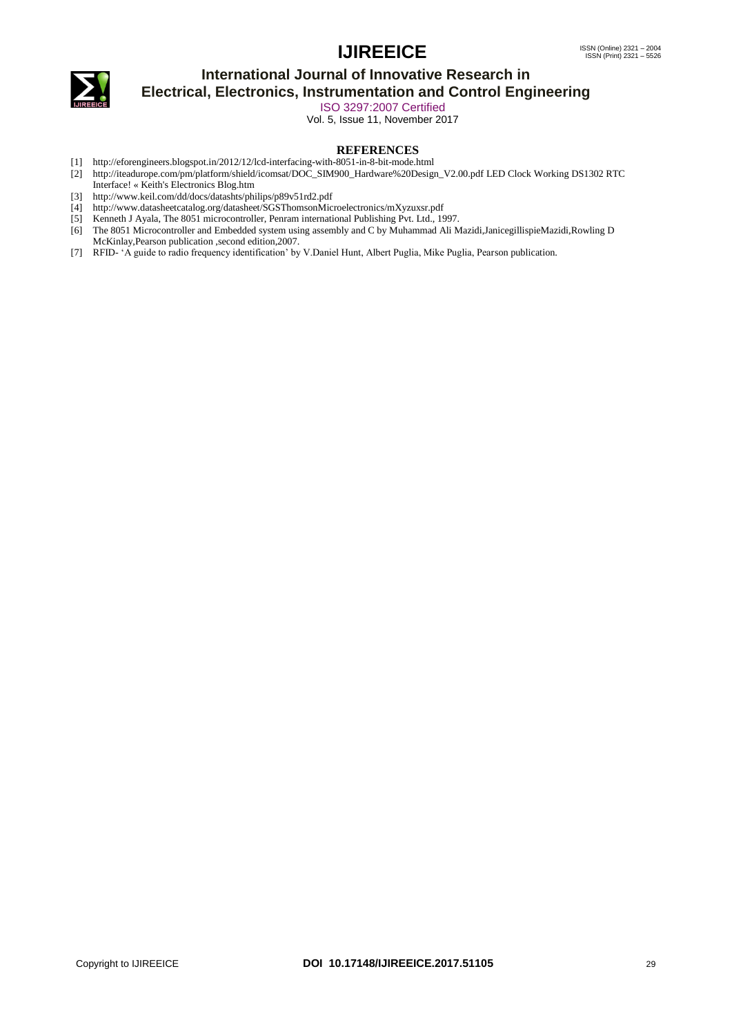## REFERENCES

[1] http://eforengineers.blogspot.in/2012/12/lcd-interfacing-with-8051-in-8-bit-mode.html

[2] http://iteadurope.com/pm/platform/shield/icomsat/DOC_SIM900_Hardware%20Design_V2.00.pdf LED Clock Working DS1302 RTC Interface! « Keith's Electronics Blog.htm

[3] http://www.keil.com/dd/docs/datashts/philips/p89v51rd2.pdf

[4] http://www.datasheetcatalog.org/datasheet/SGSThomsonMicroelectronics/mXyzuxsr.pdf

[5] Kenneth J Ayala, The 8051 microcontroller, Penram international Publishing Pvt. Ltd., 1997.

[6] The 8051 Microcontroller and Embedded system using assembly and C by Muhammad Ali Mazidi,JanicegillispieMazidi,Rowling D McKinlay,Pearson publication ,second edition,2007.

[7] RFID- 'A guide to radio frequency identification' by V.Daniel Hunt, Albert Puglia, Mike Puglia, Pearson publication.